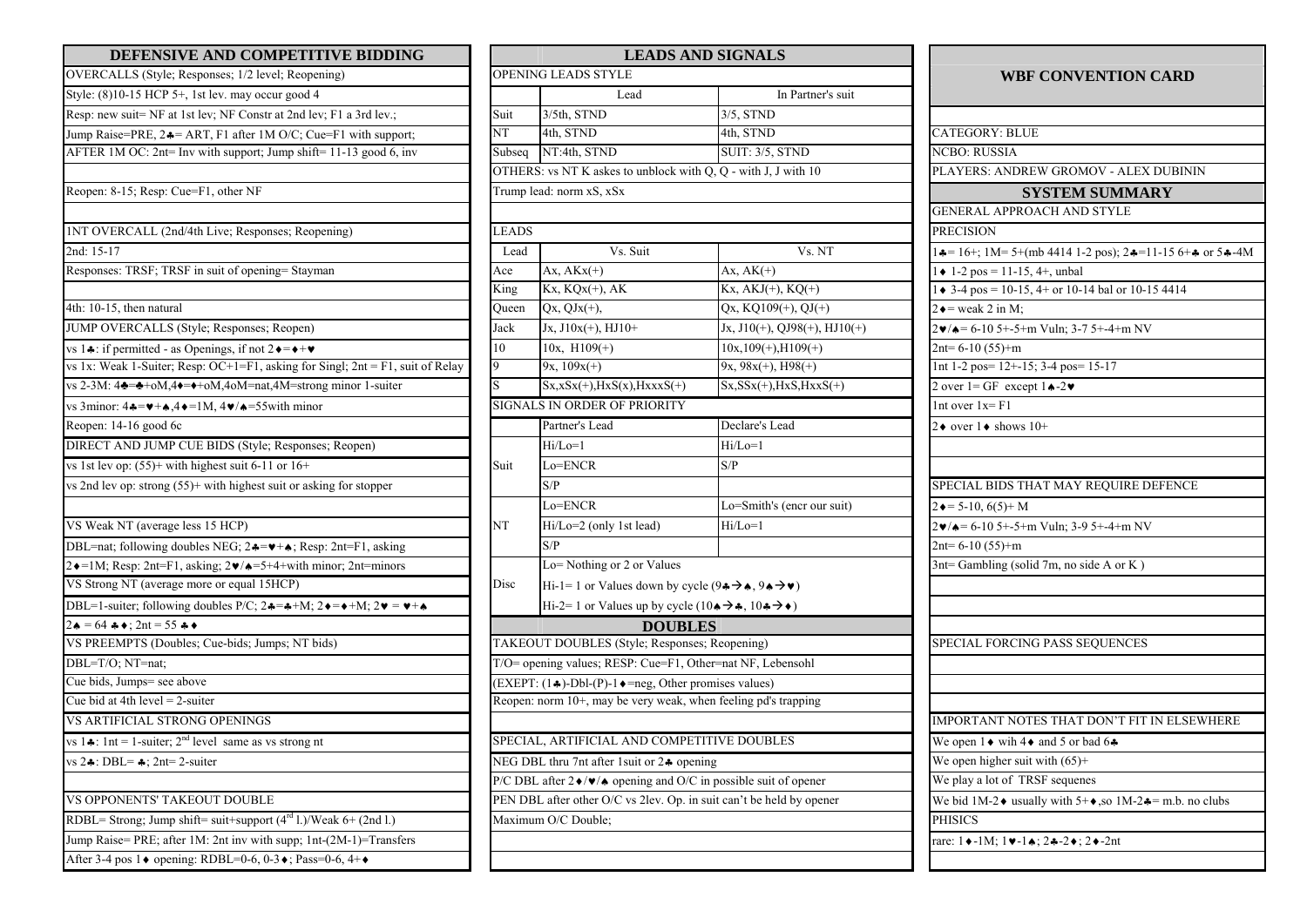## DEFENSIVE AND COMPETITIVE BIDDING

**OVERCALLS (Style; Responses; 1/2 level; Reopening)**

Style: (8)10-15 HCP 5+, 1st lev. may occur good 4

Resp: new suit= NF at 1st lev; NF Constr at 2nd lev; F1 a 3rd lev.;

Jump Raise=PRE, 2♣= ART, F1 after 1M O/C; Cue=F1 with support;

AFTER 1M OC: 2nt= Inv with support; Jump shift= 11-13 good 6, inv

Reopen: 8-15; Resp: Cue=F1, other NF

**1NT OVERCALL (2nd/4th Live; Responses; Reopening)**

2nd: 15-17

Responses: TRSF; TRSF in suit of opening= Stayman

4th: 10-15, then natural

**JUMP OVERCALLS (Style; Responses; Reopen)**

vs 1♣: if permitted - as Openings, if not 2♦=♦+♥

vs 1x: Weak 1-Suiter; Resp: OC+1=F1, asking for Singl; 2nt = F1, suit of Relay

vs 2-3M: 4♣=♣+oM,4♦=♦+oM,4oM=nat,4M=strong minor 1-suiter

vs 3minor: 4♣=♥+♠,4♦=1M, 4♥/♠=55with minor

Reopen: 14-16 good 6c

**DIRECT AND JUMP CUE BIDS (Style; Responses; Reopen)**

vs 1st lev op: (55)+ with highest suit 6-11 or 16+

vs 2nd lev op: strong (55)+ with highest suit or asking for stopper

**VS Weak NT (average less 15 HCP)**

DBL=nat; following doubles NEG; 2♣=♥+♠; Resp: 2nt=F1, asking

2♦=1M; Resp: 2nt=F1, asking; 2♥/♠=5+4+with minor; 2nt=minors

**VS Strong NT (average more or equal 15HCP)**

DBL=1-suiter; following doubles P/C; 2♣=♣+M; 2♦=♦+M; 2♥ = ♥+♠

2♠ = 64 ♣♦; 2nt = 55 ♣♦

**VS PREEMPTS (Doubles; Cue-bids; Jumps; NT bids)**

DBL=T/O; NT=nat;

Cue bids, Jumps= see above

Cue bid at 4th level = 2-suiter

**VS ARTIFICIAL STRONG OPENINGS**

vs 1♣: 1nt = 1-suiter; 2nd level same as vs strong nt

vs 2♣: DBL= ♣; 2nt= 2-suiter

**VS OPPONENTS' TAKEOUT DOUBLE**

RDBL= Strong; Jump shift= suit+support (4rd l.)/Weak 6+ (2nd l.)

Jump Raise= PRE; after 1M: 2nt inv with supp; 1nt-(2M-1)=Transfers

After 3-4 pos 1♦ opening: RDBL=0-6, 0-3♦; Pass=0-6, 4+♦

## LEADS AND SIGNALS

**OPENING LEADS STYLE**

| | Lead | In Partner's suit |
|---|---|---|
| Suit | 3/5th, STND | 3/5, STND |
| NT | 4th, STND | 4th, STND |
| Subseq | NT:4th, STND | SUIT: 3/5, STND |

OTHERS: vs NT K askes to unblock with Q, Q - with J, J with 10

Trump lead: norm xS, xSx

**LEADS**

| Lead | Vs. Suit | Vs. NT |
|---|---|---|
| Ace | Ax, AKx(+) | Ax, AK(+) |
| King | Kx, KQx(+), AK | Kx, AKJ(+), KQ(+) |
| Queen | Qx, QJx(+), | Qx, KQ109(+), QJ(+) |
| Jack | Jx, J10x(+), HJ10+ | Jx, J10(+), QJ98(+), HJ10(+) |
| 10 | 10x, H109(+) | 10x,109(+),H109(+) |
| 9 | 9x, 109x(+) | 9x, 98x(+), H98(+) |
| S | Sx,xSx(+),HxS(x),HxxxS(+) | Sx,SSx(+),HxS,HxxS(+) |

**SIGNALS IN ORDER OF PRIORITY**

| | Partner's Lead | Declare's Lead |
|---|---|---|
| Suit | Hi/Lo=1 | Hi/Lo=1 |
| | Lo=ENCR | S/P |
| | S/P | |
| NT | Lo=ENCR | Lo=Smith's (encr our suit) |
| | Hi/Lo=2 (only 1st lead) | Hi/Lo=1 |
| | S/P | |
| Disc | Lo= Nothing or 2 or Values | |
| | Hi-1= 1 or Values down by cycle (9♣→♠, 9♠→♥) | |
| | Hi-2= 1 or Values up by cycle (10♠→♣, 10♣→♦) | |

## DOUBLES

**TAKEOUT DOUBLES (Style; Responses; Reopening)**

T/O= opening values; RESP: Cue=F1, Other=nat NF, Lebensohl

(EXEPT: (1♣)-Dbl-(P)-1♦=neg, Other promises values)

Reopen: norm 10+, may be very weak, when feeling pd's trapping

**SPECIAL, ARTIFICIAL AND COMPETITIVE DOUBLES**

NEG DBL thru 7nt after 1suit or 2♣ opening

P/C DBL after 2♦/♥/♠ opening and O/C in possible suit of opener

PEN DBL after other O/C vs 2lev. Op. in suit can't be held by opener

Maximum O/C Double;

## WBF CONVENTION CARD

CATEGORY: BLUE

NCBO: RUSSIA

PLAYERS: ANDREW GROMOV - ALEX DUBININ

## SYSTEM SUMMARY

**GENERAL APPROACH AND STYLE**

PRECISION

1♣= 16+; 1M= 5+(mb 4414 1-2 pos); 2♣=11-15 6+♣ or 5♣-4M

1♦ 1-2 pos = 11-15, 4+, unbal

1♦ 3-4 pos = 10-15, 4+ or 10-14 bal or 10-15 4414

2♦= weak 2 in M;

2♥/♠= 6-10 5+-5+m Vuln; 3-7 5+-4+m NV

2nt= 6-10 (55)+m

1nt 1-2 pos= 12+-15; 3-4 pos= 15-17

2 over 1= GF except 1♠-2♥

1nt over 1x= F1

2♦ over 1♦ shows 10+

**SPECIAL BIDS THAT MAY REQUIRE DEFENCE**

2♦= 5-10, 6(5)+ M

2♥/♠= 6-10 5+-5+m Vuln; 3-9 5+-4+m NV

2nt= 6-10 (55)+m

3nt= Gambling (solid 7m, no side A or K )

**SPECIAL FORCING PASS SEQUENCES**

**IMPORTANT NOTES THAT DON'T FIT IN ELSEWHERE**

We open 1♦ wih 4♦ and 5 or bad 6♣

We open higher suit with (65)+

We play a lot of TRSF sequenes

We bid 1M-2♦ usually with 5+♦,so 1M-2♣= m.b. no clubs

**PHISICS**

rare: 1♦-1M; 1♥-1♠; 2♣-2♦; 2♦-2nt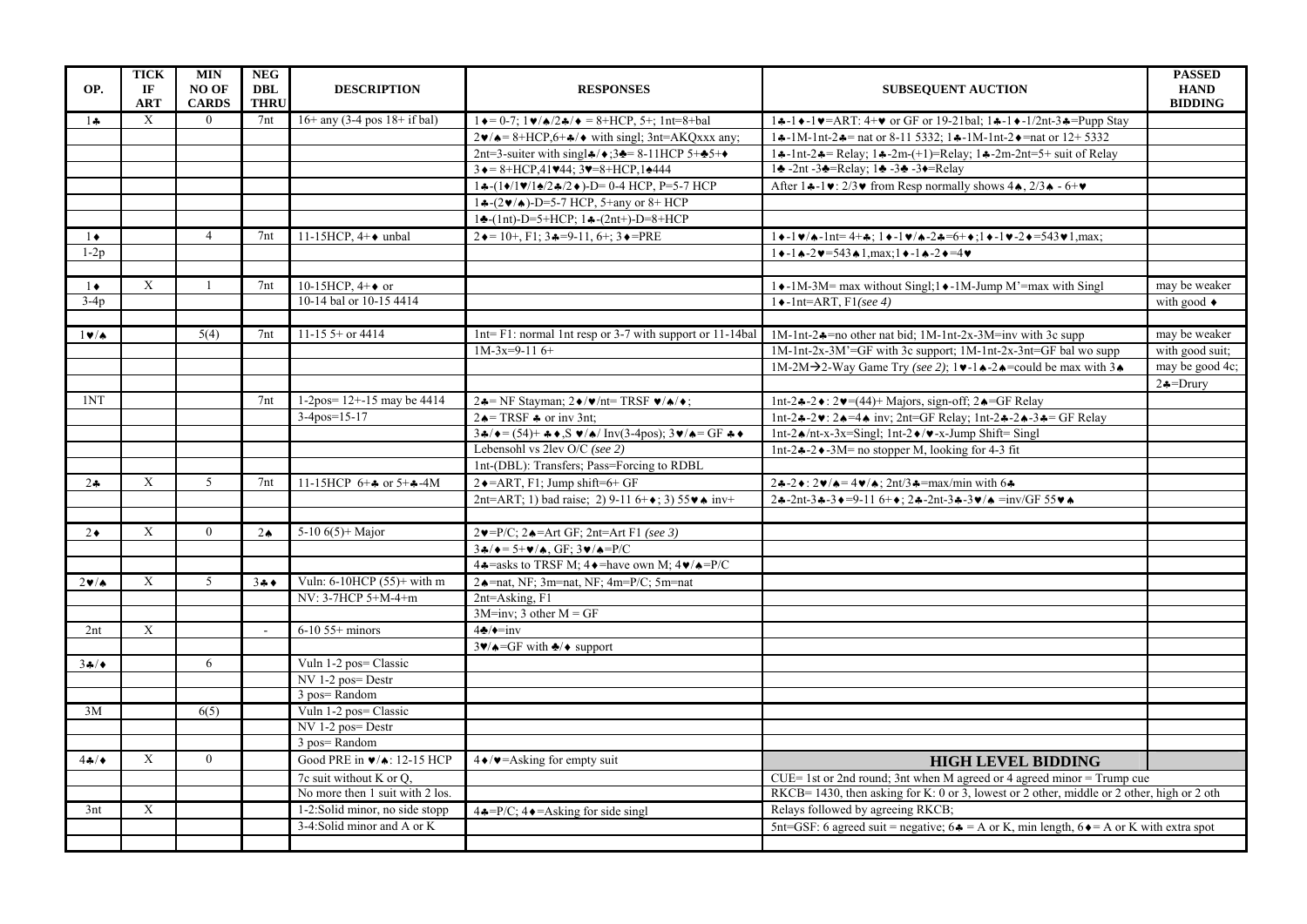| OP. | TICK IF ART | MIN NO OF CARDS | NEG DBL THRU | DESCRIPTION | RESPONSES | SUBSEQUENT AUCTION | PASSED HAND BIDDING |
|---|---|---|---|---|---|---|---|
| 1♣ | X | 0 | 7nt | 16+ any (3-4 pos 18+ if bal) | 1♦= 0-7; 1♥/♠/2♣/♦ = 8+HCP, 5+; 1nt=8+bal | 1♣-1♦-1♥=ART: 4+♥ or GF or 19-21bal; 1♣-1♦-1/2nt-3♣=Pupp Stay | |
| | | | | | 2♥/♠= 8+HCP,6+♣/♦ with singl; 3nt=AKQxxx any; | 1♣-1M-1nt-2♣= nat or 8-11 5332; 1♣-1M-1nt-2♦=nat or 12+ 5332 | |
| | | | | | 2nt=3-suiter with singl♣/♦;3♣= 8-11HCP 5+♣5+♦ | 1♣-1nt-2♣= Relay; 1♣-2m-(+1)=Relay; 1♣-2m-2nt=5+ suit of Relay | |
| | | | | | 3♦= 8+HCP,41♥44; 3♥=8+HCP,1♠444 | 1♣ -2nt -3♣=Relay; 1♣ -3♣ -3♦=Relay | |
| | | | | | 1♣-(1♦/1♥/1♠/2♣/2♦)-D= 0-4 HCP, P=5-7 HCP | After 1♣-1♥: 2/3♥ from Resp normally shows 4♠, 2/3♠ - 6+♥ | |
| | | | | | 1♣-(2♥/♠)-D=5-7 HCP, 5+any or 8+ HCP | | |
| | | | | | 1♣-(1nt)-D=5+HCP; 1♣-(2nt+)-D=8+HCP | | |
| 1♦ | | 4 | 7nt | 11-15HCP, 4+♦ unbal | 2♦= 10+, F1; 3♣=9-11, 6+; 3♦=PRE | 1♦-1♥/♠-1nt= 4+♣; 1♦-1♥/♠-2♣=6+♦;1♦-1♥-2♦=543♥1,max; | |
| 1-2p | | | | | | 1♦-1♠-2♥=543♠1,max;1♦-1♠-2♦=4♥ | |
| | | | | | | | |
| 1♦ | X | 1 | 7nt | 10-15HCP, 4+♦ or | | 1♦-1M-3M= max without Singl;1♦-1M-Jump M'=max with Singl | may be weaker |
| 3-4p | | | | 10-14 bal or 10-15 4414 | | 1♦-1nt=ART, F1*(see 4)* | with good ♦ |
| | | | | | | | |
| 1♥/♠ | | 5(4) | 7nt | 11-15 5+ or 4414 | 1nt= F1: normal 1nt resp or 3-7 with support or 11-14bal | 1M-1nt-2♣=no other nat bid; 1M-1nt-2x-3M=inv with 3c supp | may be weaker |
| | | | | | 1M-3x=9-11 6+ | 1M-1nt-2x-3M'=GF with 3c support; 1M-1nt-2x-3nt=GF bal wo supp | with good suit; |
| | | | | | | 1M-2M→2-Way Game Try *(see 2)*; 1♥-1♠-2♠=could be max with 3♠ | may be good 4c; |
| | | | | | | | 2♣=Drury |
| 1NT | | | 7nt | 1-2pos= 12+-15 may be 4414 | 2♣= NF Stayman; 2♦/♥/nt= TRSF ♥/♠/♦; | 1nt-2♣-2♦: 2♥=(44)+ Majors, sign-off; 2♠=GF Relay | |
| | | | | 3-4pos=15-17 | 2♠= TRSF ♣ or inv 3nt; | 1nt-2♣-2♥: 2♠=4♠ inv; 2nt=GF Relay; 1nt-2♣-2♠-3♣= GF Relay | |
| | | | | | 3♣/♦= (54)+ ♣♦,S ♥/♠/ Inv(3-4pos); 3♥/♠= GF ♣♦ | 1nt-2♠/nt-x-3x=Singl; 1nt-2♦/♥-x-Jump Shift= Singl | |
| | | | | | Lebensohl vs 2lev O/C *(see 2)* | 1nt-2♣-2♦-3M= no stopper M, looking for 4-3 fit | |
| | | | | | 1nt-(DBL): Transfers; Pass=Forcing to RDBL | | |
| 2♣ | X | 5 | 7nt | 11-15HCP 6+♣ or 5+♣-4M | 2♦=ART, F1; Jump shift=6+ GF | 2♣-2♦: 2♥/♠= 4♥/♠; 2nt/3♣=max/min with 6♣ | |
| | | | | | 2nt=ART; 1) bad raise; 2) 9-11 6+♦; 3) 55♥♠ inv+ | 2♣-2nt-3♣-3♦=9-11 6+♦; 2♣-2nt-3♣-3♥/♠ =inv/GF 55♥♠ | |
| | | | | | | | |
| 2♦ | X | 0 | 2♠ | 5-10 6(5)+ Major | 2♥=P/C; 2♠=Art GF; 2nt=Art F1 *(see 3)* | | |
| | | | | | 3♣/♦= 5+♥/♠, GF; 3♥/♠=P/C | | |
| | | | | | 4♣=asks to TRSF M; 4♦=have own M; 4♥/♠=P/C | | |
| 2♥/♠ | X | 5 | 3♣♦ | Vuln: 6-10HCP (55)+ with m | 2♠=nat, NF; 3m=nat, NF; 4m=P/C; 5m=nat | | |
| | | | | NV: 3-7HCP 5+M-4+m | 2nt=Asking, F1 | | |
| | | | | | 3M=inv; 3 other M = GF | | |
| 2nt | X | | - | 6-10 55+ minors | 4♣/♦=inv | | |
| | | | | | 3♥/♠=GF with ♣/♦ support | | |
| 3♣/♦ | | 6 | | Vuln 1-2 pos= Classic | | | |
| | | | | NV 1-2 pos= Destr | | | |
| | | | | 3 pos= Random | | | |
| 3M | | 6(5) | | Vuln 1-2 pos= Classic | | | |
| | | | | NV 1-2 pos= Destr | | | |
| | | | | 3 pos= Random | | | |
| 4♣/♦ | X | 0 | | Good PRE in ♥/♠: 12-15 HCP | 4♦/♥=Asking for empty suit | **HIGH LEVEL BIDDING** | |
| | | | | 7c suit without K or Q, | | CUE= 1st or 2nd round; 3nt when M agreed or 4 agreed minor = Trump cue | |
| | | | | No more then 1 suit with 2 los. | | RKCB= 1430, then asking for K: 0 or 3, lowest or 2 other, middle or 2 other, high or 2 oth | |
| 3nt | X | | | 1-2:Solid minor, no side stopp | 4♣=P/C; 4♦=Asking for side singl | Relays followed by agreeing RKCB; | |
| | | | | 3-4:Solid minor and A or K | | 5nt=GSF: 6 agreed suit = negative; 6♣ = A or K, min length, 6♦= A or K with extra spot | |
| | | | | | | | |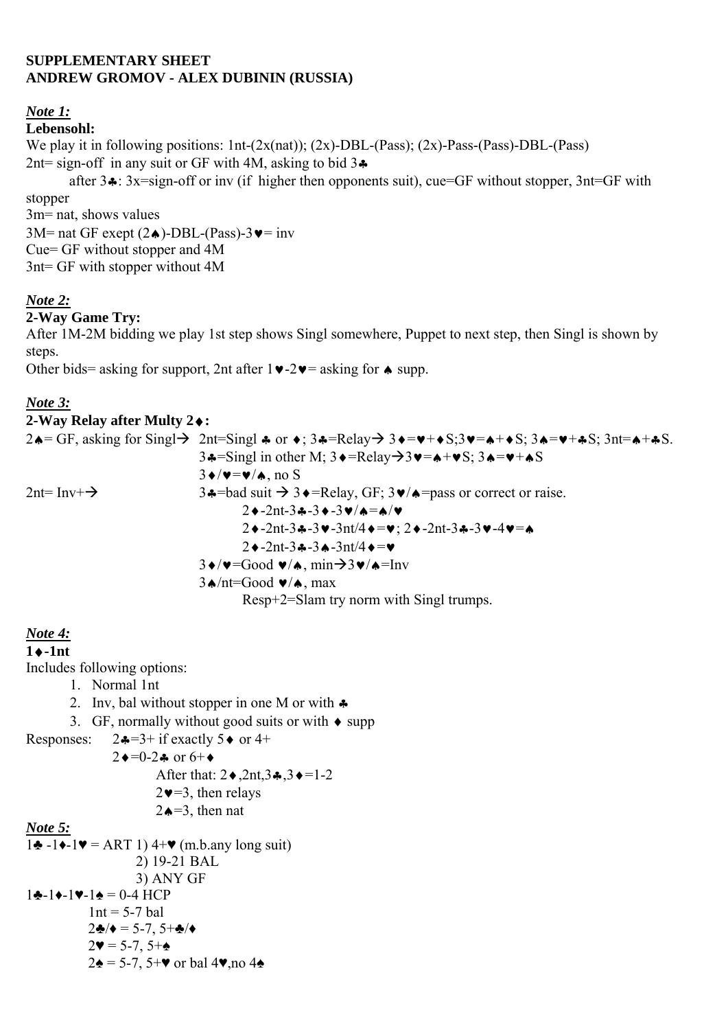**SUPPLEMENTARY SHEET**
**ANDREW GROMOV - ALEX DUBININ (RUSSIA)**

***Note 1:***

**Lebensohl:**

We play it in following positions: 1nt-(2x(nat)); (2x)-DBL-(Pass); (2x)-Pass-(Pass)-DBL-(Pass)

2nt= sign-off in any suit or GF with 4M, asking to bid 3♣

after 3♣: 3x=sign-off or inv (if higher then opponents suit), cue=GF without stopper, 3nt=GF with stopper

3m= nat, shows values

3M= nat GF exept (2♠)-DBL-(Pass)-3♥= inv

Cue= GF without stopper and 4M

3nt= GF with stopper without 4M

***Note 2:***

**2-Way Game Try:**

After 1M-2M bidding we play 1st step shows Singl somewhere, Puppet to next step, then Singl is shown by steps.

Other bids= asking for support, 2nt after 1♥-2♥= asking for ♠ supp.

***Note 3:***

**2-Way Relay after Multy 2♦:**

2♠= GF, asking for Singl→ 2nt=Singl ♣ or ♦; 3♣=Relay→ 3♦=♥+♦S;3♥=♠+♦S; 3♠=♥+♣S; 3nt=♠+♣S.

3♣=Singl in other M; 3♦=Relay→3♥=♠+♥S; 3♠=♥+♠S

3♦/♥=♥/♠, no S

2nt= Inv+→ 3♣=bad suit → 3♦=Relay, GF; 3♥/♠=pass or correct or raise.

2♦-2nt-3♣-3♦-3♥/♠=♠/♥

2♦-2nt-3♣-3♥-3nt/4♦=♥; 2♦-2nt-3♣-3♥-4♥=♠

2♦-2nt-3♣-3♠-3nt/4♦=♥

3♦/♥=Good ♥/♠, min→3♥/♠=Inv

3♠/nt=Good ♥/♠, max

Resp+2=Slam try norm with Singl trumps.

***Note 4:***

**1♦-1nt**

Includes following options:

1. Normal 1nt
2. Inv, bal without stopper in one M or with ♣
3. GF, normally without good suits or with ♦ supp

Responses: 2♣=3+ if exactly 5♦ or 4+

2♦=0-2♣ or 6+♦

After that: 2♦,2nt,3♣,3♦=1-2

2♥=3, then relays

2♠=3, then nat

***Note 5:***

1♣ -1♦-1♥ = ART 1) 4+♥ (m.b.any long suit)

2) 19-21 BAL

3) ANY GF

1♣-1♦-1♥-1♠ = 0-4 HCP

1nt = 5-7 bal

2♣/♦ = 5-7, 5+♣/♦

2♥ = 5-7, 5+♠

2♠ = 5-7, 5+♥ or bal 4♥,no 4♠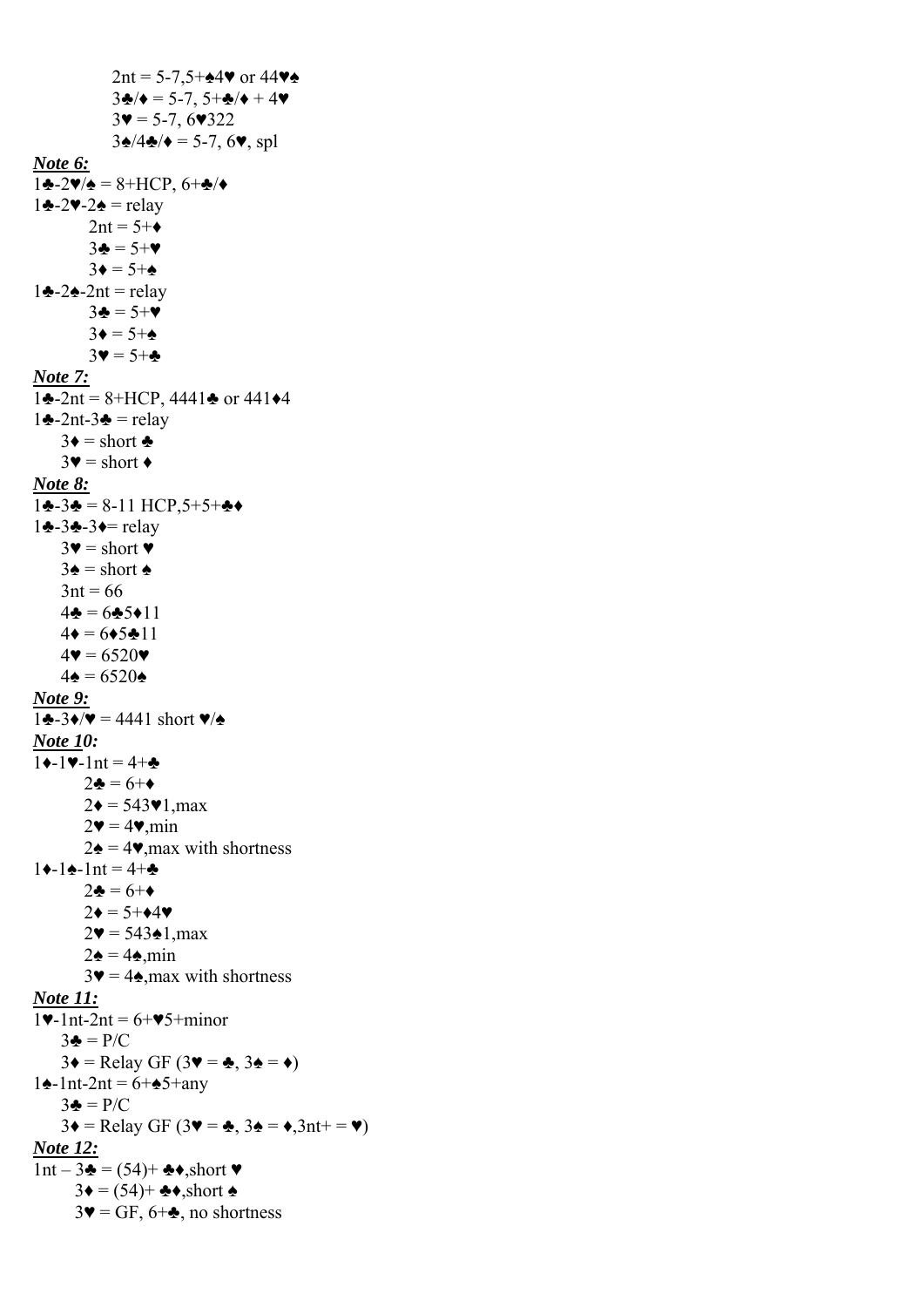2nt = 5-7,5+♠4♥ or 44♥♠
3♣/♦ = 5-7, 5+♣/♦ + 4♥
3♥ = 5-7, 6♥322
3♠/4♣/♦ = 5-7, 6♥, spl

***Note 6:***

1♣-2♥/♠ = 8+HCP, 6+♣/♦

1♣-2♥-2♠ = relay
- 2nt = 5+♦
- 3♣ = 5+♥
- 3♦ = 5+♠

1♣-2♠-2nt = relay
- 3♣ = 5+♥
- 3♦ = 5+♠
- 3♥ = 5+♣

***Note 7:***

1♣-2nt = 8+HCP, 4441♣ or 441♦4

1♣-2nt-3♣ = relay
- 3♦ = short ♣
- 3♥ = short ♦

***Note 8:***

1♣-3♣ = 8-11 HCP,5+5+♣♦

1♣-3♣-3♦= relay
- 3♥ = short ♥
- 3♠ = short ♠
- 3nt = 66
- 4♣ = 6♣5♦11
- 4♦ = 6♦5♣11
- 4♥ = 6520♥
- 4♠ = 6520♠

***Note 9:***

1♣-3♦/♥ = 4441 short ♥/♠

***Note 10:***

1♦-1♥-1nt = 4+♣
- 2♣ = 6+♦
- 2♦ = 543♥1,max
- 2♥ = 4♥,min
- 2♠ = 4♥,max with shortness

1♦-1♠-1nt = 4+♣
- 2♣ = 6+♦
- 2♦ = 5+♦4♥
- 2♥ = 543♠1,max
- 2♠ = 4♠,min
- 3♥ = 4♠,max with shortness

***Note 11:***

1♥-1nt-2nt = 6+♥5+minor
- 3♣ = P/C
- 3♦ = Relay GF (3♥ = ♣, 3♠ = ♦)

1♠-1nt-2nt = 6+♠5+any
- 3♣ = P/C
- 3♦ = Relay GF (3♥ = ♣, 3♠ = ♦,3nt+ = ♥)

***Note 12:***

1nt – 3♣ = (54)+ ♣♦,short ♥
- 3♦ = (54)+ ♣♦,short ♠
- 3♥ = GF, 6+♣, no shortness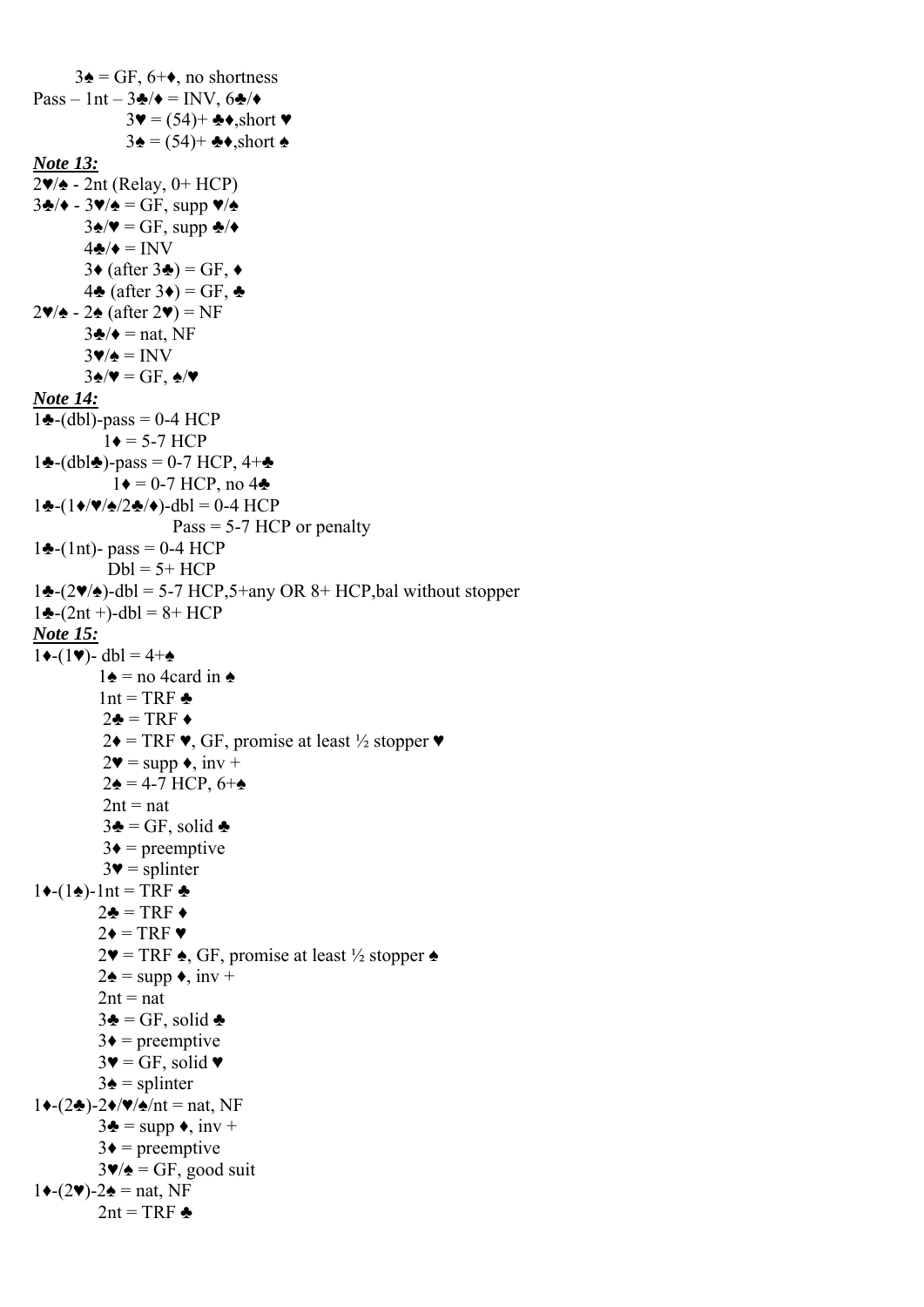3♠ = GF, 6+♦, no shortness

Pass – 1nt – 3♣/♦ = INV, 6♣/♦

3♥ = (54)+ ♣♦,short ♥

3♠ = (54)+ ♣♦,short ♠

***Note 13:***

2♥/♠ - 2nt (Relay, 0+ HCP)

3♣/♦ - 3♥/♠ = GF, supp ♥/♠

3♠/♥ = GF, supp ♣/♦

4♣/♦ = INV

3♦ (after 3♣) = GF, ♦

4♣ (after 3♦) = GF, ♣

2♥/♠ - 2♠ (after 2♥) = NF

3♣/♦ = nat, NF

3♥/♠ = INV

3♠/♥ = GF, ♠/♥

***Note 14:***

1♣-(dbl)-pass = 0-4 HCP

1♦ = 5-7 HCP

1♣-(dbl♣)-pass = 0-7 HCP, 4+♣

1♦ = 0-7 HCP, no 4♣

1♣-(1♦/♥/♠/2♣/♦)-dbl = 0-4 HCP

Pass = 5-7 HCP or penalty

1♣-(1nt)- pass = 0-4 HCP

Dbl = 5+ HCP

1♣-(2♥/♠)-dbl = 5-7 HCP,5+any OR 8+ HCP,bal without stopper

1♣-(2nt +)-dbl = 8+ HCP

***Note 15:***

1♦-(1♥)- dbl = 4+♠

1♠ = no 4card in ♠

1nt = TRF ♣

2♣ = TRF ♦

2♦ = TRF ♥, GF, promise at least ½ stopper ♥

2♥ = supp ♦, inv +

2♠ = 4-7 HCP, 6+♠

2nt = nat

3♣ = GF, solid ♣

3♦ = preemptive

3♥ = splinter

1♦-(1♠)-1nt = TRF ♣

2♣ = TRF ♦

2♦ = TRF ♥

2♥ = TRF ♠, GF, promise at least ½ stopper ♠

2♠ = supp ♦, inv +

2nt = nat

3♣ = GF, solid ♣

3♦ = preemptive

3♥ = GF, solid ♥

3♠ = splinter

1♦-(2♣)-2♦/♥/♠/nt = nat, NF

3♣ = supp ♦, inv +

3♦ = preemptive

3♥/♠ = GF, good suit

1♦-(2♥)-2♠ = nat, NF

2nt = TRF ♣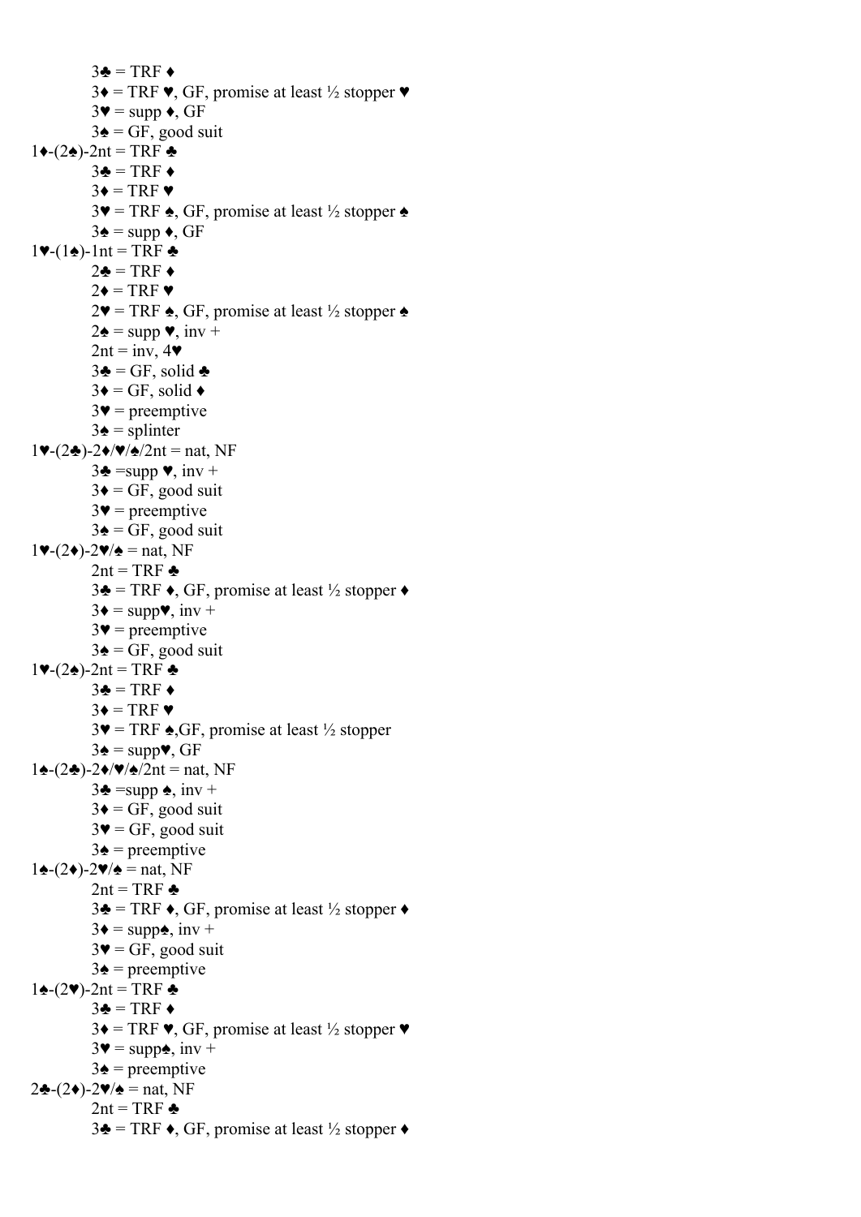3♣ = TRF ♦
3♦ = TRF ♥, GF, promise at least ½ stopper ♥
3♥ = supp ♦, GF
3♠ = GF, good suit

1♦-(2♠)-2nt = TRF ♣
3♣ = TRF ♦
3♦ = TRF ♥
3♥ = TRF ♠, GF, promise at least ½ stopper ♠
3♠ = supp ♦, GF

1♥-(1♠)-1nt = TRF ♣
2♣ = TRF ♦
2♦ = TRF ♥
2♥ = TRF ♠, GF, promise at least ½ stopper ♠
2♠ = supp ♥, inv +
2nt = inv, 4♥
3♣ = GF, solid ♣
3♦ = GF, solid ♦
3♥ = preemptive
3♠ = splinter

1♥-(2♣)-2♦/♥/♠/2nt = nat, NF
3♣ =supp ♥, inv +
3♦ = GF, good suit
3♥ = preemptive
3♠ = GF, good suit

1♥-(2♦)-2♥/♠ = nat, NF
2nt = TRF ♣
3♣ = TRF ♦, GF, promise at least ½ stopper ♦
3♦ = supp♥, inv +
3♥ = preemptive
3♠ = GF, good suit

1♥-(2♠)-2nt = TRF ♣
3♣ = TRF ♦
3♦ = TRF ♥
3♥ = TRF ♠,GF, promise at least ½ stopper
3♠ = supp♥, GF

1♠-(2♣)-2♦/♥/♠/2nt = nat, NF
3♣ =supp ♠, inv +
3♦ = GF, good suit
3♥ = GF, good suit
3♠ = preemptive

1♠-(2♦)-2♥/♠ = nat, NF
2nt = TRF ♣
3♣ = TRF ♦, GF, promise at least ½ stopper ♦
3♦ = supp♠, inv +
3♥ = GF, good suit
3♠ = preemptive

1♠-(2♥)-2nt = TRF ♣
3♣ = TRF ♦
3♦ = TRF ♥, GF, promise at least ½ stopper ♥
3♥ = supp♠, inv +
3♠ = preemptive

2♣-(2♦)-2♥/♠ = nat, NF
2nt = TRF ♣
3♣ = TRF ♦, GF, promise at least ½ stopper ♦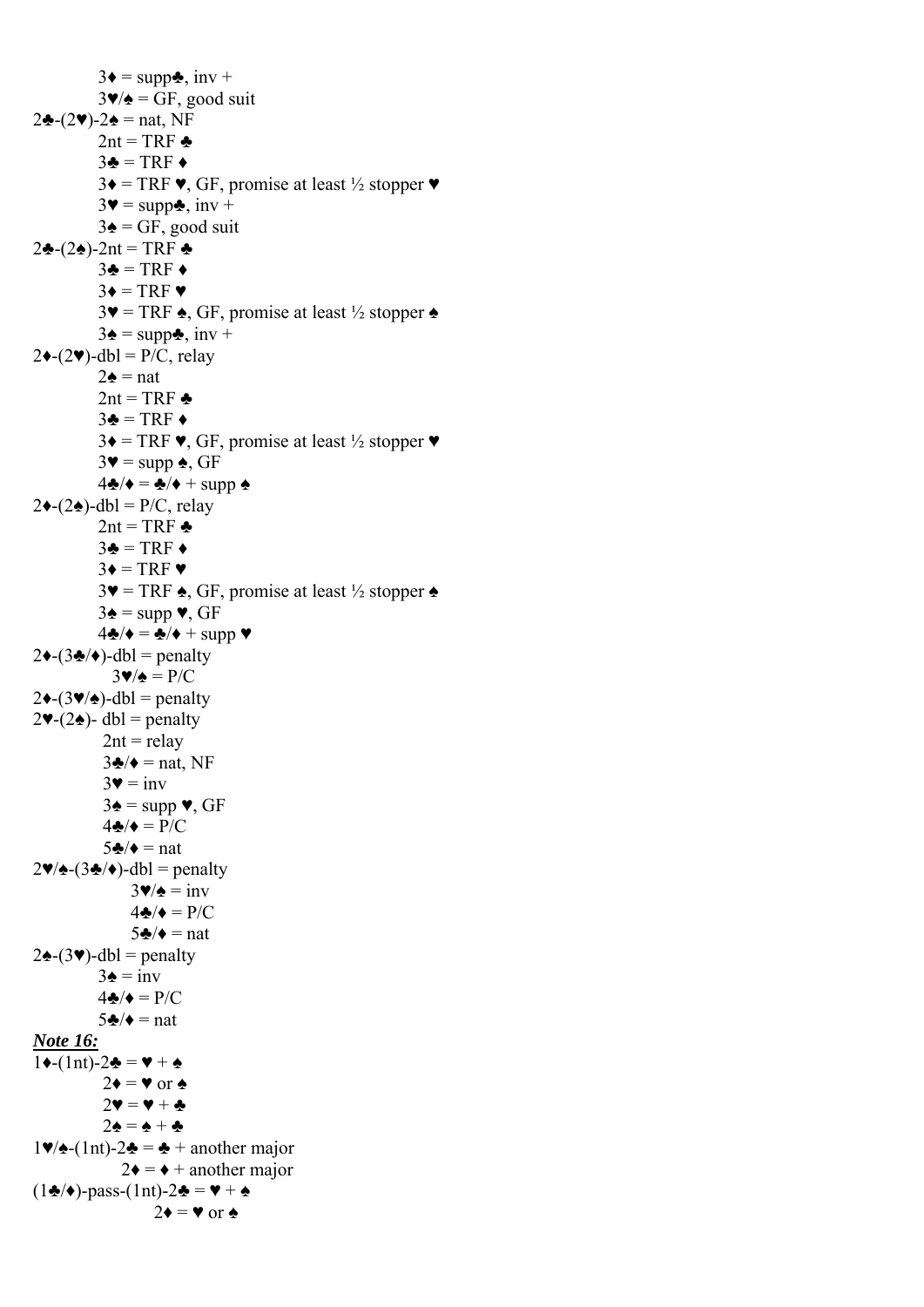3♦ = supp♣, inv +
3♥/♠ = GF, good suit

2♣-(2♥)-2♠ = nat, NF
2nt = TRF ♣
3♣ = TRF ♦
3♦ = TRF ♥, GF, promise at least ½ stopper ♥
3♥ = supp♣, inv +
3♠ = GF, good suit

2♣-(2♠)-2nt = TRF ♣
3♣ = TRF ♦
3♦ = TRF ♥
3♥ = TRF ♠, GF, promise at least ½ stopper ♠
3♠ = supp♣, inv +

2♦-(2♥)-dbl = P/C, relay
2♠ = nat
2nt = TRF ♣
3♣ = TRF ♦
3♦ = TRF ♥, GF, promise at least ½ stopper ♥
3♥ = supp ♠, GF
4♣/♦ = ♣/♦ + supp ♠

2♦-(2♠)-dbl = P/C, relay
2nt = TRF ♣
3♣ = TRF ♦
3♦ = TRF ♥
3♥ = TRF ♠, GF, promise at least ½ stopper ♠
3♠ = supp ♥, GF
4♣/♦ = ♣/♦ + supp ♥

2♦-(3♣/♦)-dbl = penalty
3♥/♠ = P/C

2♦-(3♥/♠)-dbl = penalty

2♥-(2♠)- dbl = penalty
2nt = relay
3♣/♦ = nat, NF
3♥ = inv
3♠ = supp ♥, GF
4♣/♦ = P/C
5♣/♦ = nat

2♥/♠-(3♣/♦)-dbl = penalty
3♥/♠ = inv
4♣/♦ = P/C
5♣/♦ = nat

2♠-(3♥)-dbl = penalty
3♠ = inv
4♣/♦ = P/C
5♣/♦ = nat

***Note 16:***

1♦-(1nt)-2♣ = ♥ + ♠
2♦ = ♥ or ♠
2♥ = ♥ + ♣
2♠ = ♠ + ♣

1♥/♠-(1nt)-2♣ = ♣ + another major
2♦ = ♦ + another major

(1♣/♦)-pass-(1nt)-2♣ = ♥ + ♠
2♦ = ♥ or ♠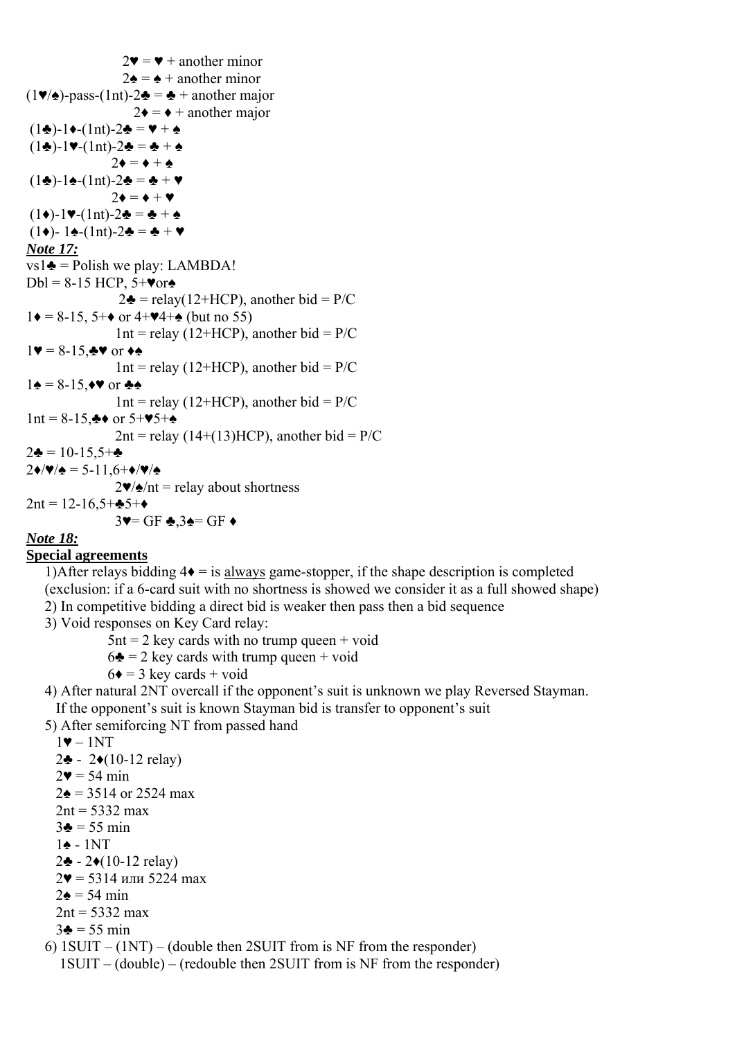2♥ = ♥ + another minor

2♠ = ♠ + another minor

(1♥/♠)-pass-(1nt)-2♣ = ♣ + another major

2♦ = ♦ + another major

(1♣)-1♦-(1nt)-2♣ = ♥ + ♠

(1♣)-1♥-(1nt)-2♣ = ♣ + ♠

2♦ = ♦ + ♠

(1♣)-1♠-(1nt)-2♣ = ♣ + ♥

2♦ = ♦ + ♥

(1♦)-1♥-(1nt)-2♣ = ♣ + ♠

(1♦)- 1♠-(1nt)-2♣ = ♣ + ♥

***Note 17:***

vs1♣ = Polish we play: LAMBDA!

Dbl = 8-15 HCP, 5+♥or♠

2♣ = relay(12+HCP), another bid = P/C

1♦ = 8-15, 5+♦ or 4+♥4+♠ (but no 55)

1nt = relay (12+HCP), another bid = P/C

1♥ = 8-15,♣♥ or ♦♠

1nt = relay (12+HCP), another bid = P/C

1♠ = 8-15,♦♥ or ♣♠

1nt = relay (12+HCP), another bid = P/C

1nt = 8-15,♣♦ or 5+♥5+♠

2nt = relay (14+(13)HCP), another bid = P/C

2♣ = 10-15,5+♣

2♦/♥/♠ = 5-11,6+♦/♥/♠

2♥/♠/nt = relay about shortness

2nt = 12-16,5+♣5+♦

3♥= GF ♣,3♠= GF ♦

***Note 18:***

**Special agreements**

1) After relays bidding 4♦ = is always game-stopper, if the shape description is completed (exclusion: if a 6-card suit with no shortness is showed we consider it as a full showed shape)
2) In competitive bidding a direct bid is weaker then pass then a bid sequence
3) Void responses on Key Card relay:
   - 5nt = 2 key cards with no trump queen + void
   - 6♣ = 2 key cards with trump queen + void
   - 6♦ = 3 key cards + void
4) After natural 2NT overcall if the opponent's suit is unknown we play Reversed Stayman. If the opponent's suit is known Stayman bid is transfer to opponent's suit
5) After semiforcing NT from passed hand

   1♥ – 1NT
   2♣ - 2♦(10-12 relay)
   2♥ = 54 min
   2♠ = 3514 or 2524 max
   2nt = 5332 max
   3♣ = 55 min

   1♠ - 1NT
   2♣ - 2♦(10-12 relay)
   2♥ = 5314 или 5224 max
   2♠ = 54 min
   2nt = 5332 max
   3♣ = 55 min
6) 1SUIT – (1NT) – (double then 2SUIT from is NF from the responder)
   1SUIT – (double) – (redouble then 2SUIT from is NF from the responder)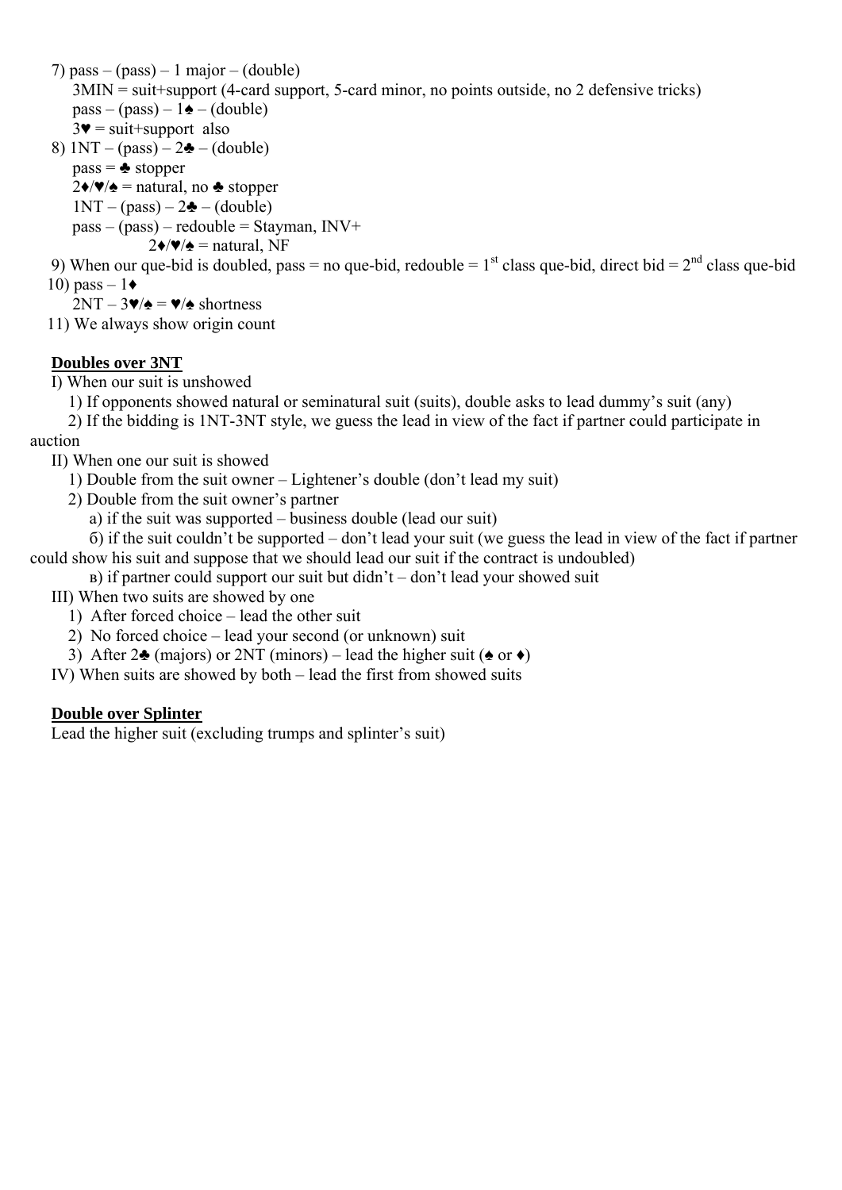7) pass – (pass) – 1 major – (double)
   3MIN = suit+support (4-card support, 5-card minor, no points outside, no 2 defensive tricks)
   pass – (pass) – 1♠ – (double)
   3♥ = suit+support also

8) 1NT – (pass) – 2♣ – (double)
   pass = ♣ stopper
   2♦/♥/♠ = natural, no ♣ stopper
   1NT – (pass) – 2♣ – (double)
   pass – (pass) – redouble = Stayman, INV+
   2♦/♥/♠ = natural, NF

9) When our que-bid is doubled, pass = no que-bid, redouble = 1st class que-bid, direct bid = 2nd class que-bid

10) pass – 1♦
    2NT – 3♥/♠ = ♥/♠ shortness

11) We always show origin count

**Doubles over 3NT**

I) When our suit is unshowed

1) If opponents showed natural or seminatural suit (suits), double asks to lead dummy's suit (any)

2) If the bidding is 1NT-3NT style, we guess the lead in view of the fact if partner could participate in auction

II) When one our suit is showed

1) Double from the suit owner – Lightener's double (don't lead my suit)

2) Double from the suit owner's partner

а) if the suit was supported – business double (lead our suit)

б) if the suit couldn't be supported – don't lead your suit (we guess the lead in view of the fact if partner could show his suit and suppose that we should lead our suit if the contract is undoubled)

в) if partner could support our suit but didn't – don't lead your showed suit

III) When two suits are showed by one

1) After forced choice – lead the other suit

2) No forced choice – lead your second (or unknown) suit

3) After 2♣ (majors) or 2NT (minors) – lead the higher suit (♠ or ♦)

IV) When suits are showed by both – lead the first from showed suits

**Double over Splinter**

Lead the higher suit (excluding trumps and splinter's suit)